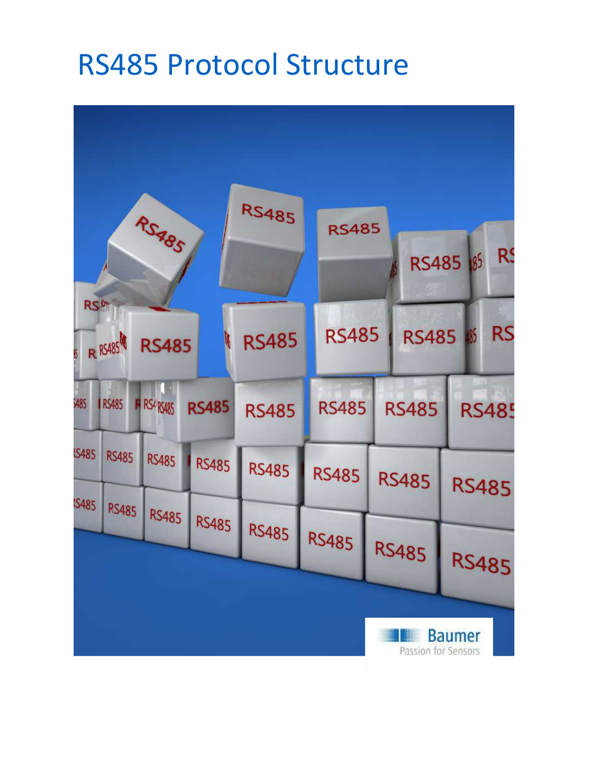# RS485 Protocol Structure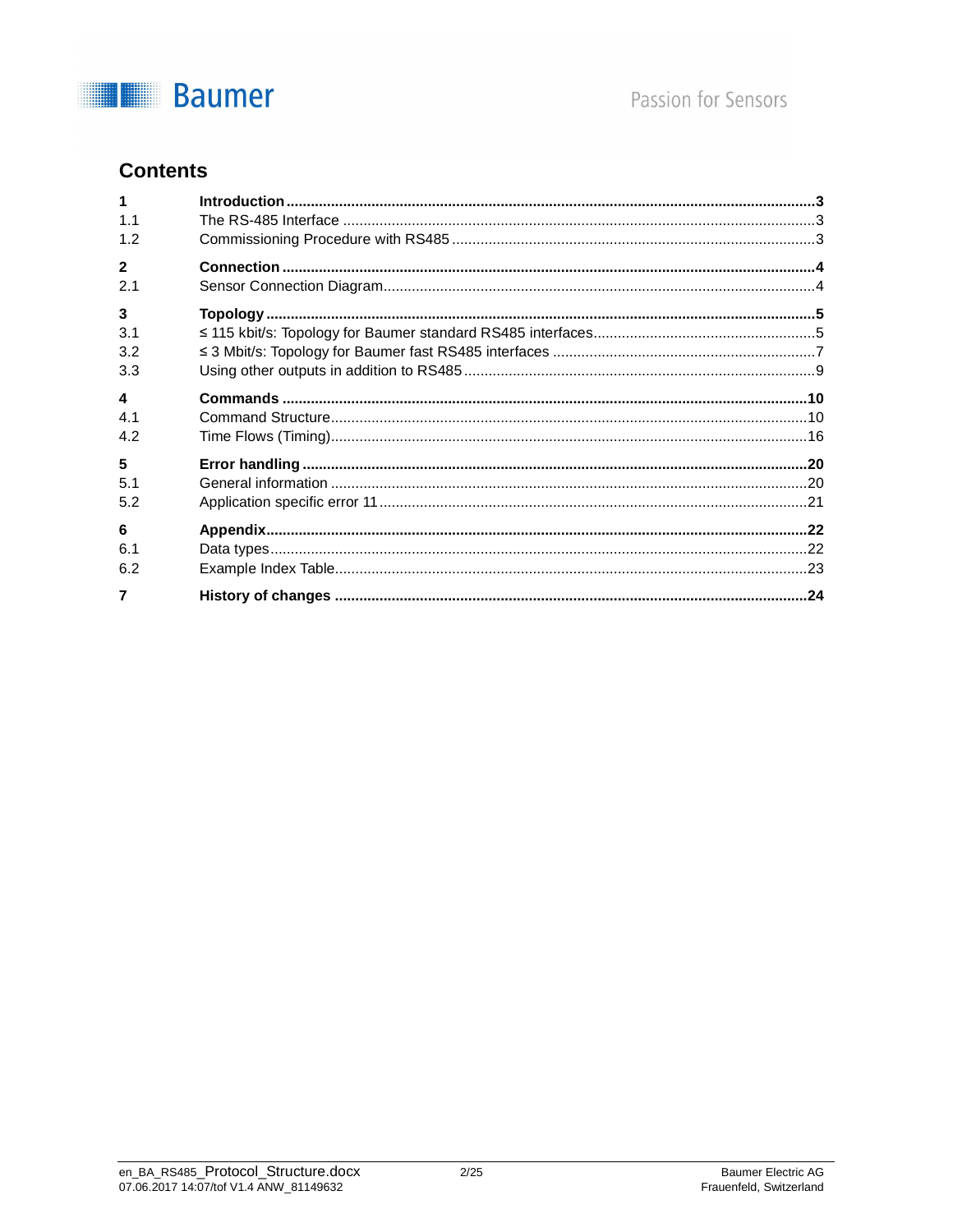# Contents

| | | |
|---|---|---|
| **1** | **Introduction** | **3** |
| 1.1 | The RS-485 Interface | 3 |
| 1.2 | Commissioning Procedure with RS485 | 3 |
| **2** | **Connection** | **4** |
| 2.1 | Sensor Connection Diagram | 4 |
| **3** | **Topology** | **5** |
| 3.1 | ≤ 115 kbit/s: Topology for Baumer standard RS485 interfaces | 5 |
| 3.2 | ≤ 3 Mbit/s: Topology for Baumer fast RS485 interfaces | 7 |
| 3.3 | Using other outputs in addition to RS485 | 9 |
| **4** | **Commands** | **10** |
| 4.1 | Command Structure | 10 |
| 4.2 | Time Flows (Timing) | 16 |
| **5** | **Error handling** | **20** |
| 5.1 | General information | 20 |
| 5.2 | Application specific error 11 | 21 |
| **6** | **Appendix** | **22** |
| 6.1 | Data types | 22 |
| 6.2 | Example Index Table | 23 |
| **7** | **History of changes** | **24** |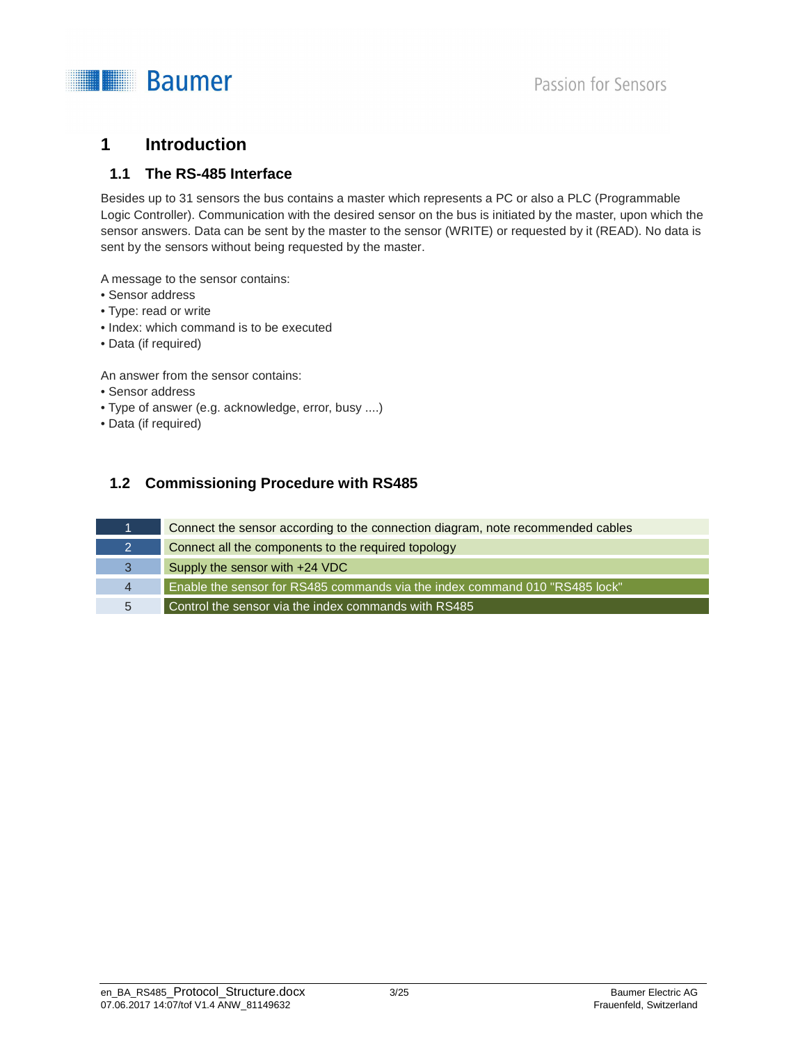# 1 Introduction

## 1.1 The RS-485 Interface

Besides up to 31 sensors the bus contains a master which represents a PC or also a PLC (Programmable Logic Controller). Communication with the desired sensor on the bus is initiated by the master, upon which the sensor answers. Data can be sent by the master to the sensor (WRITE) or requested by it (READ). No data is sent by the sensors without being requested by the master.

A message to the sensor contains:
- Sensor address
- Type: read or write
- Index: which command is to be executed
- Data (if required)

An answer from the sensor contains:
- Sensor address
- Type of answer (e.g. acknowledge, error, busy ....)
- Data (if required)

## 1.2 Commissioning Procedure with RS485

| | |
|---|---|
| 1 | Connect the sensor according to the connection diagram, note recommended cables |
| 2 | Connect all the components to the required topology |
| 3 | Supply the sensor with +24 VDC |
| 4 | Enable the sensor for RS485 commands via the index command 010 "RS485 lock" |
| 5 | Control the sensor via the index commands with RS485 |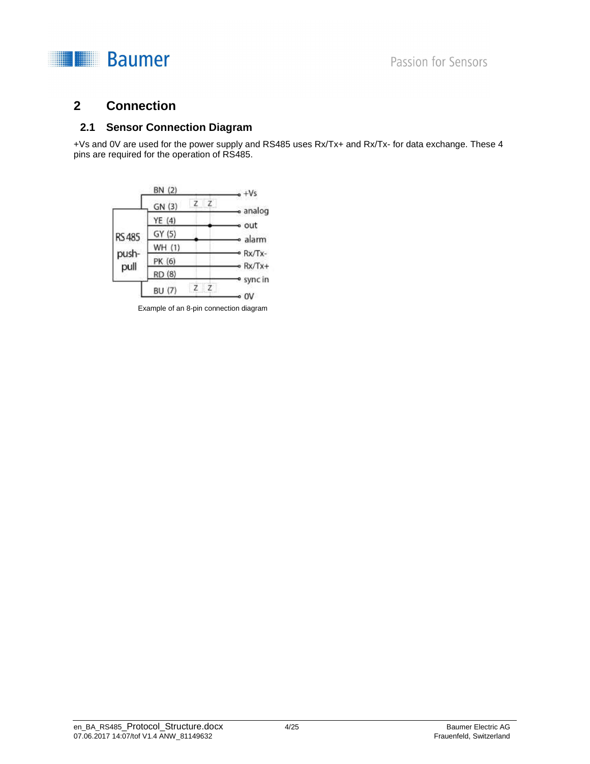# 2 Connection

## 2.1 Sensor Connection Diagram

+Vs and 0V are used for the power supply and RS485 uses Rx/Tx+ and Rx/Tx- for data exchange. These 4 pins are required for the operation of RS485.

RS 485
push-pull

BN (2)
GN (3)
YE (4)
GY (5)
WH (1)
PK (6)
RD (8)
BU (7)

Z Z
Z Z

+Vs
analog
out
alarm
Rx/Tx-
Rx/Tx+
sync in
0V

Example of an 8-pin connection diagram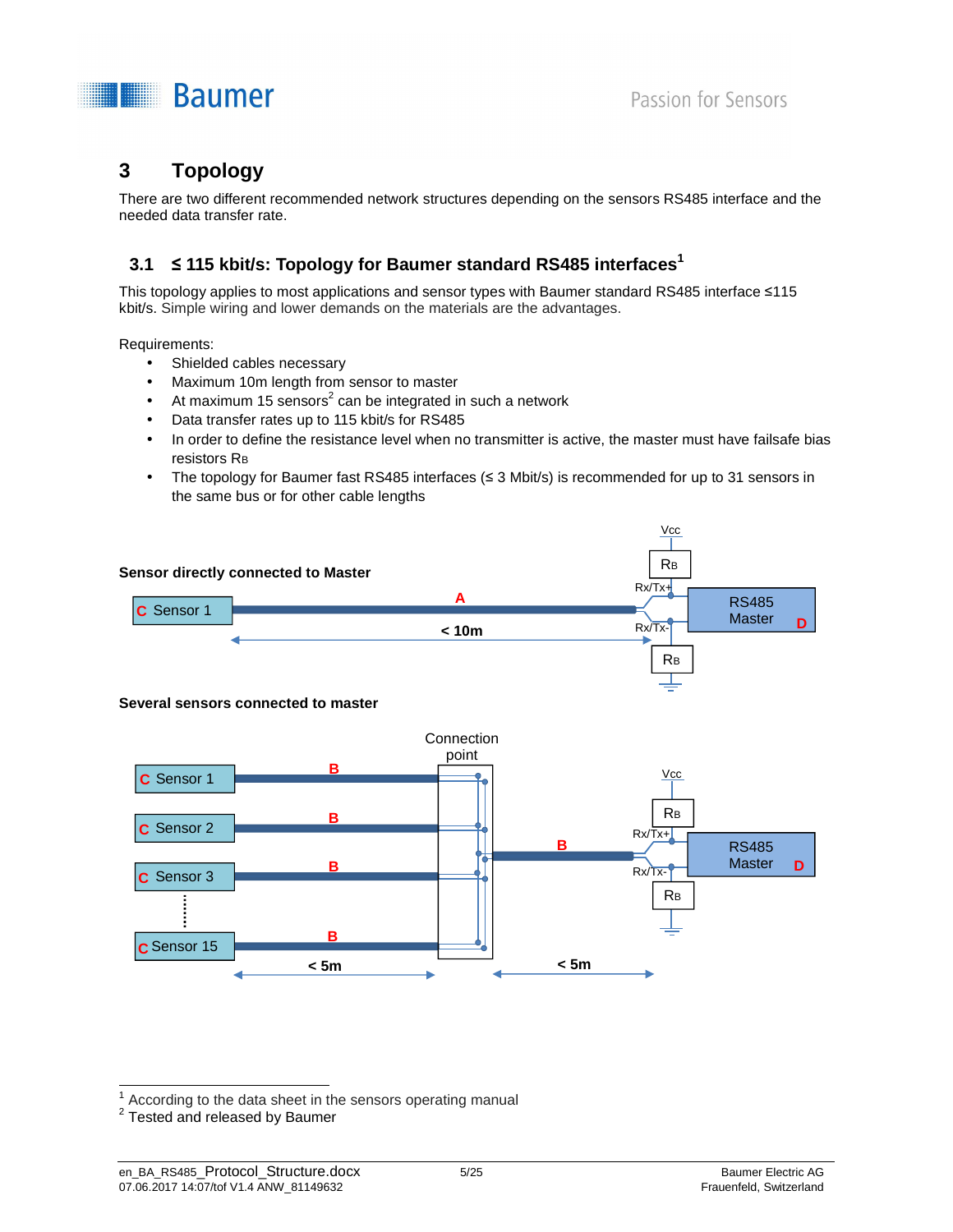# 3 Topology

There are two different recommended network structures depending on the sensors RS485 interface and the needed data transfer rate.

## 3.1 ≤ 115 kbit/s: Topology for Baumer standard RS485 interfaces[1]

This topology applies to most applications and sensor types with Baumer standard RS485 interface ≤115 kbit/s. Simple wiring and lower demands on the materials are the advantages.

Requirements:

- Shielded cables necessary
- Maximum 10m length from sensor to master
- At maximum 15 sensors[2] can be integrated in such a network
- Data transfer rates up to 115 kbit/s for RS485
- In order to define the resistance level when no transmitter is active, the master must have failsafe bias resistors $R_B$
- The topology for Baumer fast RS485 interfaces (≤ 3 Mbit/s) is recommended for up to 31 sensors in the same bus or for other cable lengths

**Sensor directly connected to Master**

Vcc
RB
Rx/Tx+
Rx/Tx-
RB
C Sensor 1
A
< 10m
RS485 Master D

**Several sensors connected to master**

Connection point
C Sensor 1
C Sensor 2
C Sensor 3
C Sensor 15
B
< 5m
< 5m
Vcc
RB
Rx/Tx+
Rx/Tx-
RB
RS485 Master D

---

[1] According to the data sheet in the sensors operating manual
[2] Tested and released by Baumer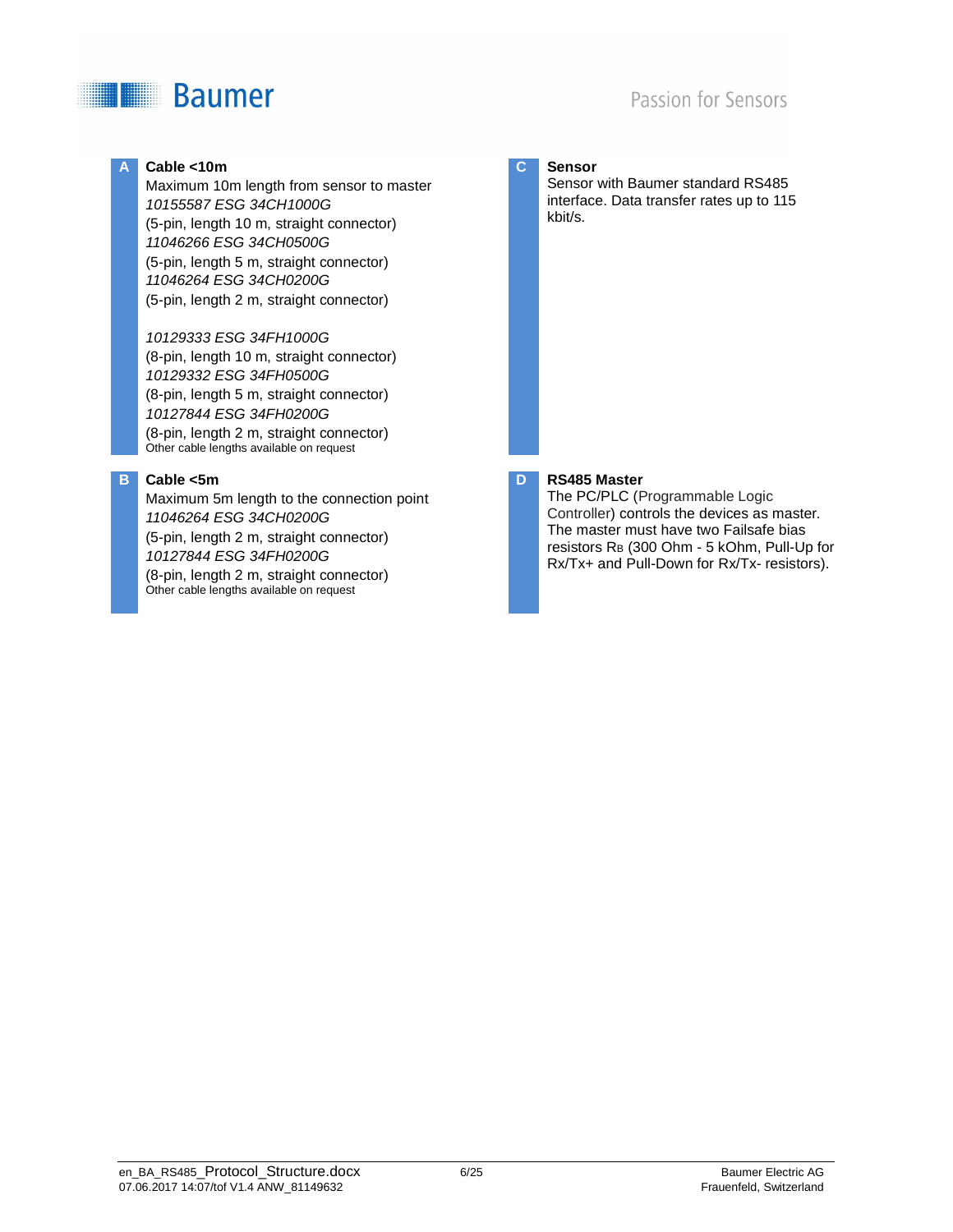**A** **Cable <10m**

Maximum 10m length from sensor to master

*10155587 ESG 34CH1000G*
(5-pin, length 10 m, straight connector)
*11046266 ESG 34CH0500G*
(5-pin, length 5 m, straight connector)
*11046264 ESG 34CH0200G*
(5-pin, length 2 m, straight connector)

*10129333 ESG 34FH1000G*
(8-pin, length 10 m, straight connector)
*10129332 ESG 34FH0500G*
(8-pin, length 5 m, straight connector)
*10127844 ESG 34FH0200G*
(8-pin, length 2 m, straight connector)
Other cable lengths available on request

**B** **Cable <5m**

Maximum 5m length to the connection point

*11046264 ESG 34CH0200G*
(5-pin, length 2 m, straight connector)
*10127844 ESG 34FH0200G*
(8-pin, length 2 m, straight connector)
Other cable lengths available on request

**C** **Sensor**

Sensor with Baumer standard RS485 interface. Data transfer rates up to 115 kbit/s.

**D** **RS485 Master**

The PC/PLC (Programmable Logic Controller) controls the devices as master. The master must have two Failsafe bias resistors $R_B$ (300 Ohm - 5 kOhm, Pull-Up for Rx/Tx+ and Pull-Down for Rx/Tx- resistors).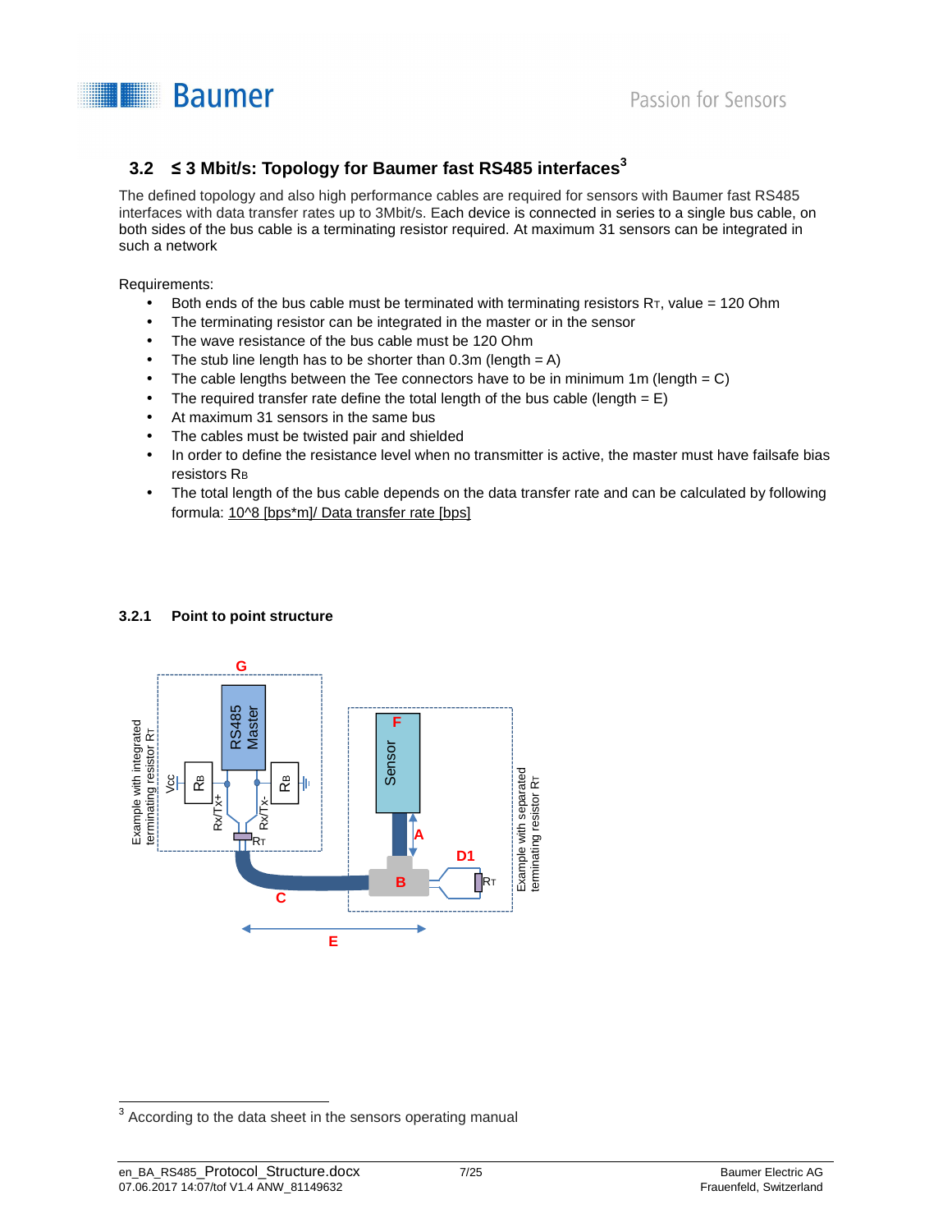## 3.2 ≤ 3 Mbit/s: Topology for Baumer fast RS485 interfaces[3]

The defined topology and also high performance cables are required for sensors with Baumer fast RS485 interfaces with data transfer rates up to 3Mbit/s. Each device is connected in series to a single bus cable, on both sides of the bus cable is a terminating resistor required. At maximum 31 sensors can be integrated in such a network

Requirements:

- Both ends of the bus cable must be terminated with terminating resistors $R_T$, value = 120 Ohm
- The terminating resistor can be integrated in the master or in the sensor
- The wave resistance of the bus cable must be 120 Ohm
- The stub line length has to be shorter than 0.3m (length = A)
- The cable lengths between the Tee connectors have to be in minimum 1m (length = C)
- The required transfer rate define the total length of the bus cable (length = E)
- At maximum 31 sensors in the same bus
- The cables must be twisted pair and shielded
- In order to define the resistance level when no transmitter is active, the master must have failsafe bias resistors $R_B$
- The total length of the bus cable depends on the data transfer rate and can be calculated by following formula: 10^8 [bps*m]/ Data transfer rate [bps]

### 3.2.1 Point to point structure

G

Example with integrated terminating resistor $R_T$

RS485 Master

Vcc

$R_B$

$R_B$

Rx/Tx+

Rx/Tx-

$R_T$

C

F

Sensor

A

D1

B

$R_T$

Example with separated terminating resistor $R_T$

E

---

[3] According to the data sheet in the sensors operating manual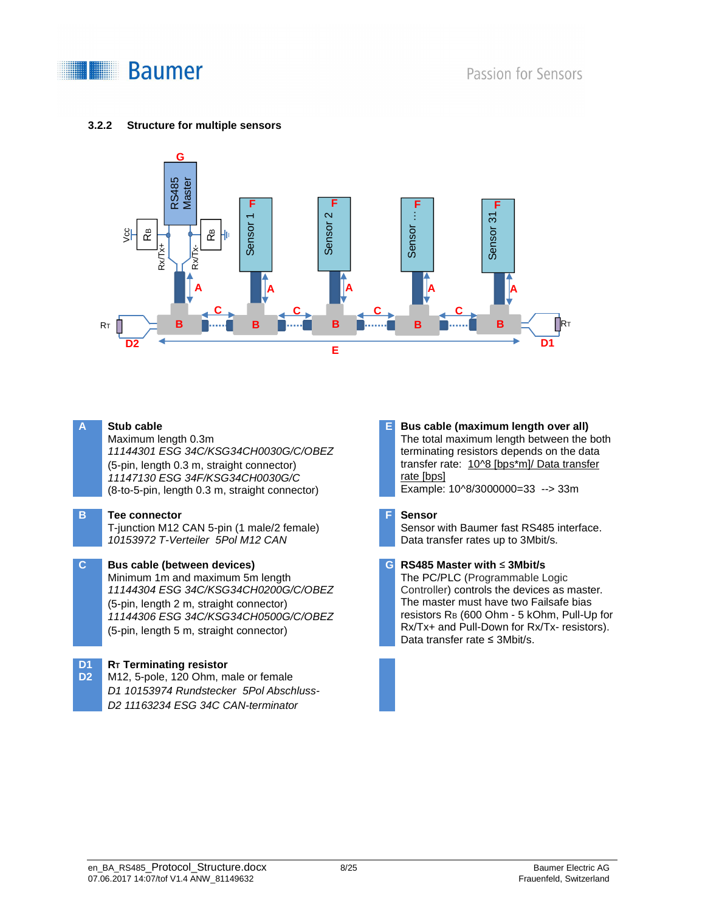### 3.2.2 Structure for multiple sensors

G
RS485 Master
Vcc
RB
RB
Rx/Tx+
Rx/Tx-
F
Sensor 1
F
Sensor 2
F
Sensor ...
F
Sensor 31
A
A
A
A
A
RT
B
C
B
C
B
C
B
C
B
RT
D2
E
D1

**A** **Stub cable**
Maximum length 0.3m
*11144301 ESG 34C/KSG34CH0030G/C/OBEZ*
(5-pin, length 0.3 m, straight connector)
*11147130 ESG 34F/KSG34CH0030G/C*
(8-to-5-pin, length 0.3 m, straight connector)

**B** **Tee connector**
T-junction M12 CAN 5-pin (1 male/2 female)
*10153972 T-Verteiler 5Pol M12 CAN*

**C** **Bus cable (between devices)**
Minimum 1m and maximum 5m length
*11144304 ESG 34C/KSG34CH0200G/C/OBEZ*
(5-pin, length 2 m, straight connector)
*11144306 ESG 34C/KSG34CH0500G/C/OBEZ*
(5-pin, length 5 m, straight connector)

**D1**
**D2** **$R_T$ Terminating resistor**
M12, 5-pole, 120 Ohm, male or female
*D1 10153974 Rundstecker 5Pol Abschluss-*
*D2 11163234 ESG 34C CAN-terminator*

**E** **Bus cable (maximum length over all)**
The total maximum length between the both terminating resistors depends on the data transfer rate: 10^8 [bps*m]/ Data transfer rate [bps]
Example: 10^8/3000000=33 --> 33m

**F** **Sensor**
Sensor with Baumer fast RS485 interface.
Data transfer rates up to 3Mbit/s.

**G** **RS485 Master with ≤ 3Mbit/s**
The PC/PLC (Programmable Logic Controller) controls the devices as master. The master must have two Failsafe bias resistors $R_B$ (600 Ohm - 5 kOhm, Pull-Up for Rx/Tx+ and Pull-Down for Rx/Tx- resistors).
Data transfer rate ≤ 3Mbit/s.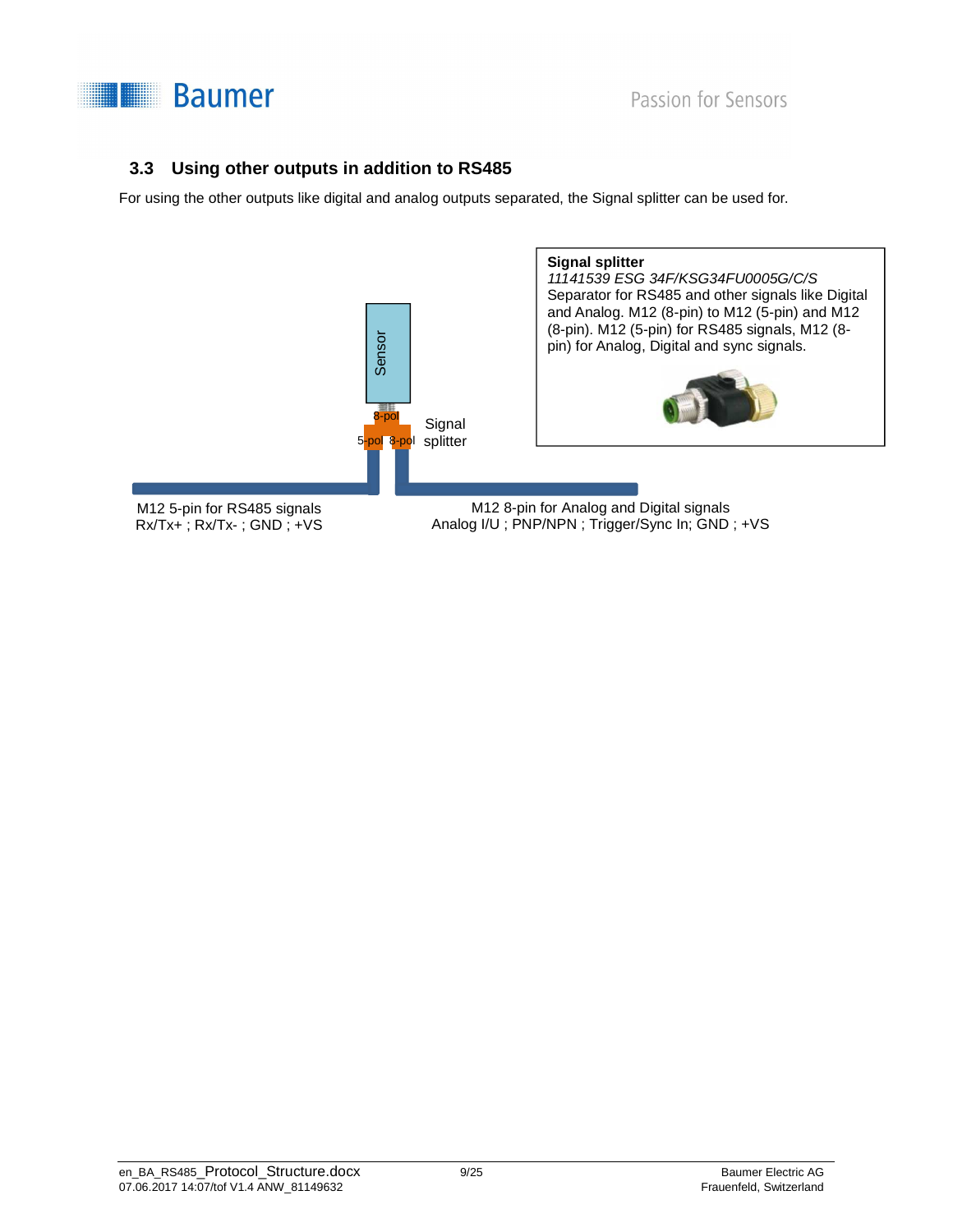### 3.3 Using other outputs in addition to RS485

For using the other outputs like digital and analog outputs separated, the Signal splitter can be used for.

Sensor

8-pol

5-pol 8-pol

Signal splitter

**Signal splitter**
*11141539 ESG 34F/KSG34FU0005G/C/S*
Separator for RS485 and other signals like Digital and Analog. M12 (8-pin) to M12 (5-pin) and M12 (8-pin). M12 (5-pin) for RS485 signals, M12 (8-pin) for Analog, Digital and sync signals.

M12 5-pin for RS485 signals
Rx/Tx+ ; Rx/Tx- ; GND ; +VS

M12 8-pin for Analog and Digital signals
Analog I/U ; PNP/NPN ; Trigger/Sync In; GND ; +VS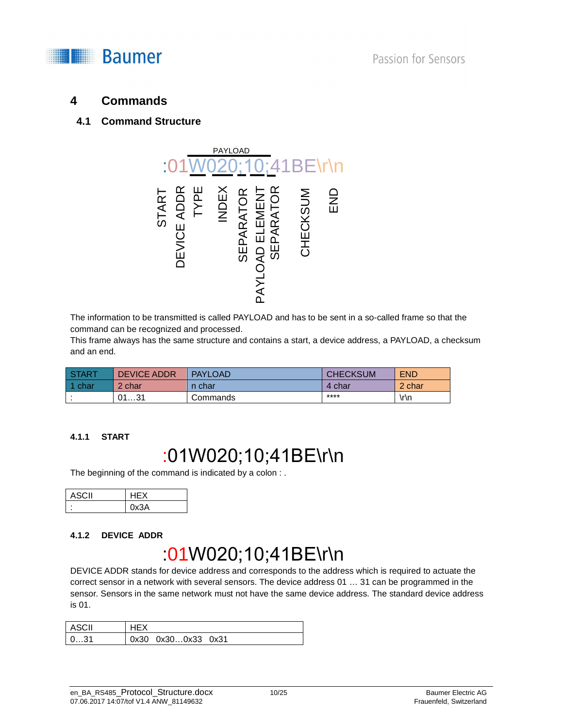# 4 Commands

## 4.1 Command Structure

PAYLOAD

:01W020;10;41BE\r\n

START
DEVICE ADDR
TYPE
INDEX
SEPARATOR
PAYLOAD ELEMENT
SEPARATOR
CHECKSUM
END

The information to be transmitted is called PAYLOAD and has to be sent in a so-called frame so that the command can be recognized and processed.
This frame always has the same structure and contains a start, a device address, a PAYLOAD, a checksum and an end.

| START | DEVICE ADDR | PAYLOAD | CHECKSUM | END |
|---|---|---|---|---|
| 1 char | 2 char | n char | 4 char | 2 char |
| : | 01…31 | Commands | **** | \r\n |

#### 4.1.1 START

:01W020;10;41BE\r\n

The beginning of the command is indicated by a colon : .

| ASCII | HEX |
|---|---|
| : | 0x3A |

#### 4.1.2 DEVICE ADDR

:01W020;10;41BE\r\n

DEVICE ADDR stands for device address and corresponds to the address which is required to actuate the correct sensor in a network with several sensors. The device address 01 … 31 can be programmed in the sensor. Sensors in the same network must not have the same device address. The standard device address is 01.

| ASCII | HEX |
|---|---|
| 0…31 | 0x30 0x30…0x33 0x31 |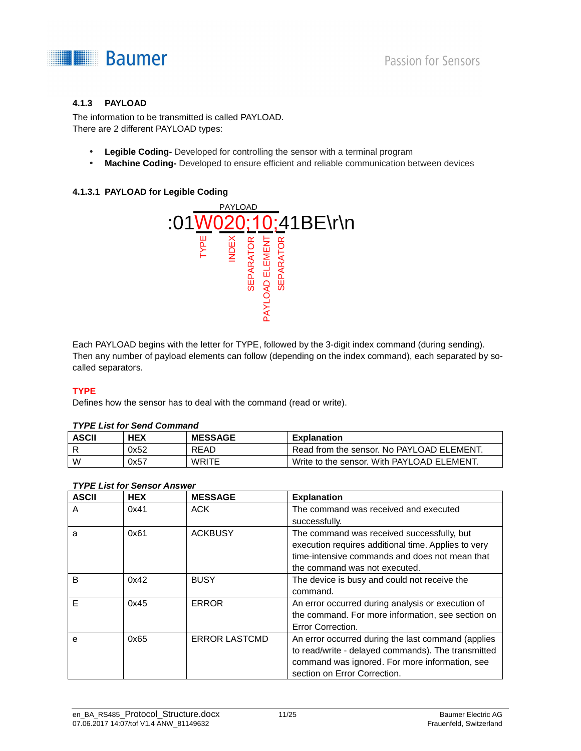#### 4.1.3 PAYLOAD

The information to be transmitted is called PAYLOAD.
There are 2 different PAYLOAD types:

- **Legible Coding-** Developed for controlling the sensor with a terminal program
- **Machine Coding-** Developed to ensure efficient and reliable communication between devices

##### 4.1.3.1 PAYLOAD for Legible Coding

PAYLOAD

:01W020;10;41BE\r\n

TYPE
INDEX
SEPARATOR
PAYLOAD ELEMENT
SEPARATOR

Each PAYLOAD begins with the letter for TYPE, followed by the 3-digit index command (during sending). Then any number of payload elements can follow (depending on the index command), each separated by so-called separators.

**TYPE**

Defines how the sensor has to deal with the command (read or write).

***TYPE List for Send Command***

| ASCII | HEX | MESSAGE | Explanation |
|---|---|---|---|
| R | 0x52 | READ | Read from the sensor. No PAYLOAD ELEMENT. |
| W | 0x57 | WRITE | Write to the sensor. With PAYLOAD ELEMENT. |

***TYPE List for Sensor Answer***

| ASCII | HEX | MESSAGE | Explanation |
|---|---|---|---|
| A | 0x41 | ACK | The command was received and executed successfully. |
| a | 0x61 | ACKBUSY | The command was received successfully, but execution requires additional time. Applies to very time-intensive commands and does not mean that the command was not executed. |
| B | 0x42 | BUSY | The device is busy and could not receive the command. |
| E | 0x45 | ERROR | An error occurred during analysis or execution of the command. For more information, see section on Error Correction. |
| e | 0x65 | ERROR LASTCMD | An error occurred during the last command (applies to read/write - delayed commands). The transmitted command was ignored. For more information, see section on Error Correction. |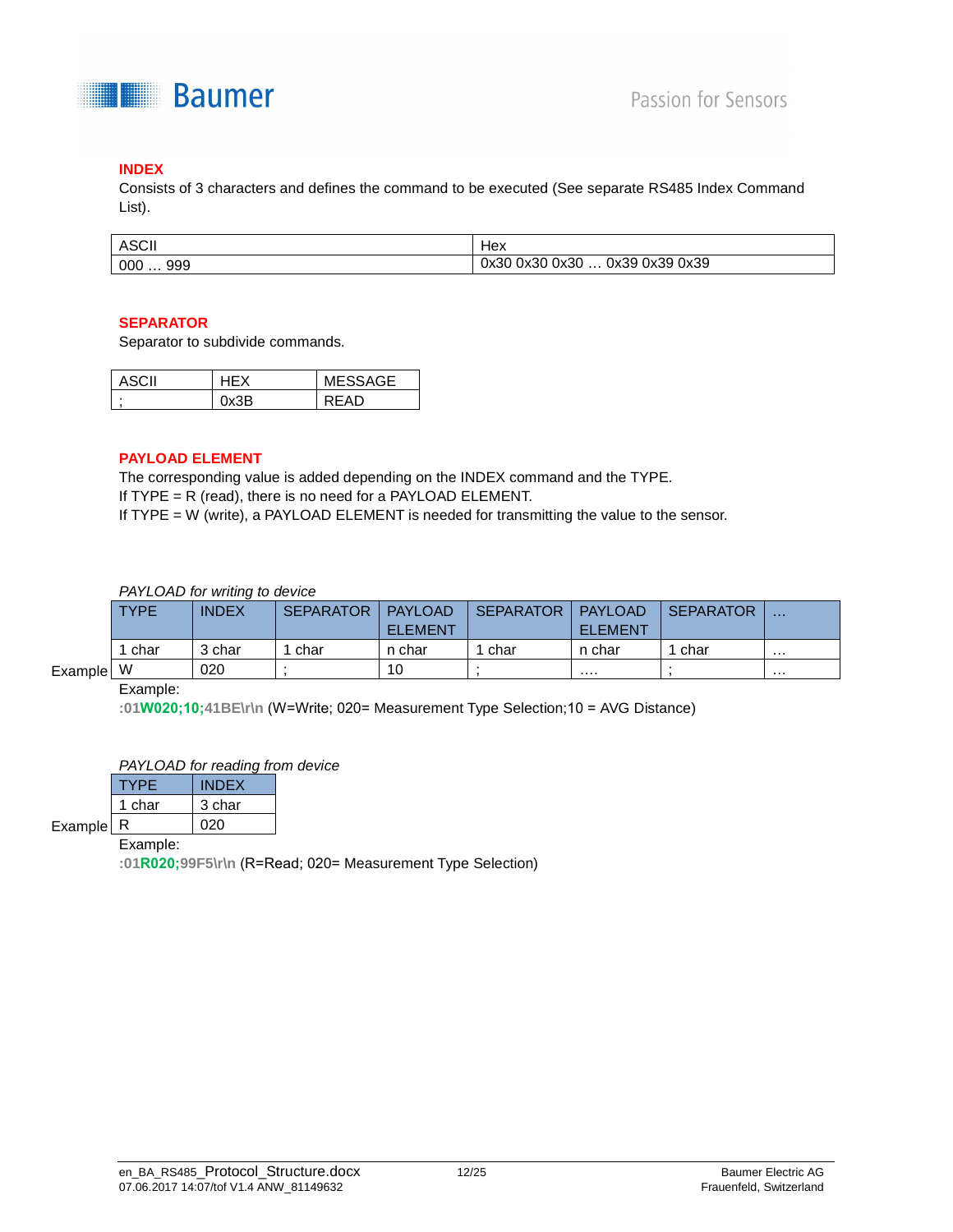#### INDEX

Consists of 3 characters and defines the command to be executed (See separate RS485 Index Command List).

| ASCII | Hex |
|---|---|
| 000 … 999 | 0x30 0x30 0x30 … 0x39 0x39 0x39 |

#### SEPARATOR

Separator to subdivide commands.

| ASCII | HEX | MESSAGE |
|---|---|---|
| ; | 0x3B | READ |

#### PAYLOAD ELEMENT

The corresponding value is added depending on the INDEX command and the TYPE.
If TYPE = R (read), there is no need for a PAYLOAD ELEMENT.
If TYPE = W (write), a PAYLOAD ELEMENT is needed for transmitting the value to the sensor.

*PAYLOAD for writing to device*

| | TYPE | INDEX | SEPARATOR | PAYLOAD ELEMENT | SEPARATOR | PAYLOAD ELEMENT | SEPARATOR | … |
|---|---|---|---|---|---|---|---|---|
| | 1 char | 3 char | 1 char | n char | 1 char | n char | 1 char | … |
| Example | W | 020 | ; | 10 | ; | …. | ; | … |

Example:
**:01W020;10;41BE\r\n** (W=Write; 020= Measurement Type Selection;10 = AVG Distance)

*PAYLOAD for reading from device*

| | TYPE | INDEX |
|---|---|---|
| | 1 char | 3 char |
| Example | R | 020 |

Example:
**:01R020;99F5\r\n** (R=Read; 020= Measurement Type Selection)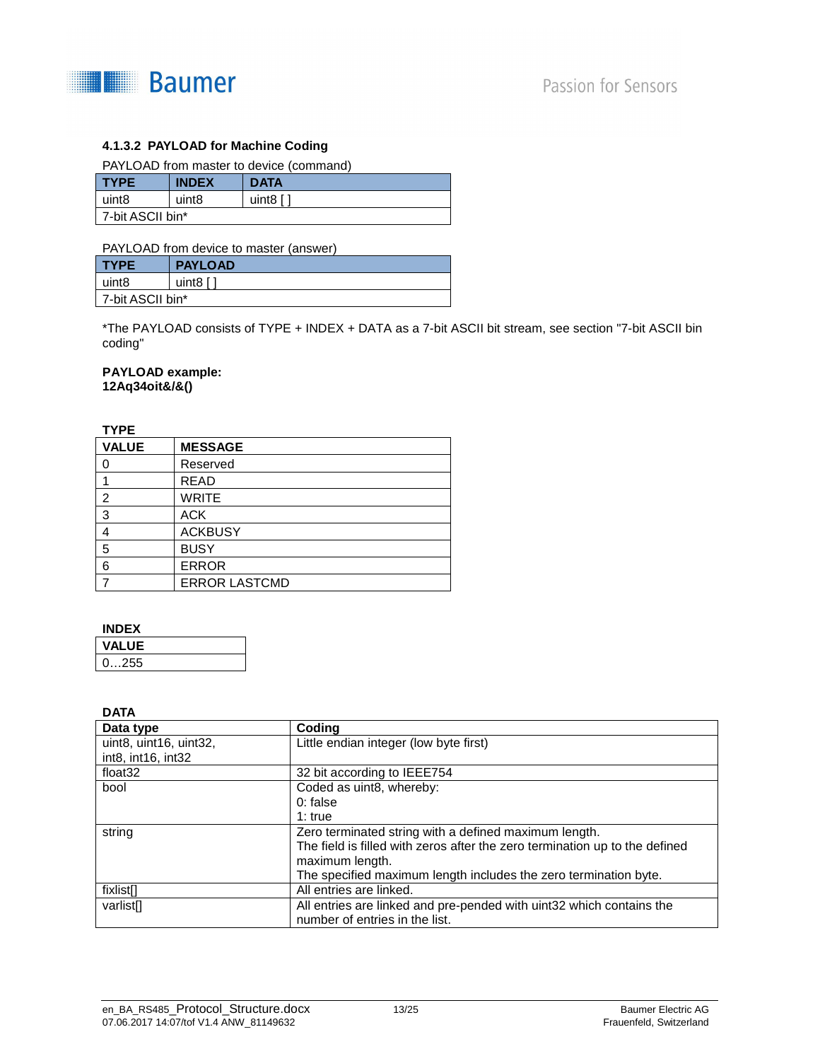#### 4.1.3.2 PAYLOAD for Machine Coding

PAYLOAD from master to device (command)

| TYPE | INDEX | DATA |
|---|---|---|
| uint8 | uint8 | uint8 [ ] |
| 7-bit ASCII bin* | | |

PAYLOAD from device to master (answer)

| TYPE | PAYLOAD |
|---|---|
| uint8 | uint8 [ ] |
| 7-bit ASCII bin* | |

*The PAYLOAD consists of TYPE + INDEX + DATA as a 7-bit ASCII bit stream, see section "7-bit ASCII bin coding"

**PAYLOAD example:**
**12Aq34oit&/&()**

**TYPE**

| VALUE | MESSAGE |
|---|---|
| 0 | Reserved |
| 1 | READ |
| 2 | WRITE |
| 3 | ACK |
| 4 | ACKBUSY |
| 5 | BUSY |
| 6 | ERROR |
| 7 | ERROR LASTCMD |

**INDEX**

| VALUE |
|---|
| 0…255 |

**DATA**

| Data type | Coding |
|---|---|
| uint8, uint16, uint32, int8, int16, int32 | Little endian integer (low byte first) |
| float32 | 32 bit according to IEEE754 |
| bool | Coded as uint8, whereby:<br>0: false<br>1: true |
| string | Zero terminated string with a defined maximum length.<br>The field is filled with zeros after the zero termination up to the defined maximum length.<br>The specified maximum length includes the zero termination byte. |
| fixlist[] | All entries are linked. |
| varlist[] | All entries are linked and pre-pended with uint32 which contains the number of entries in the list. |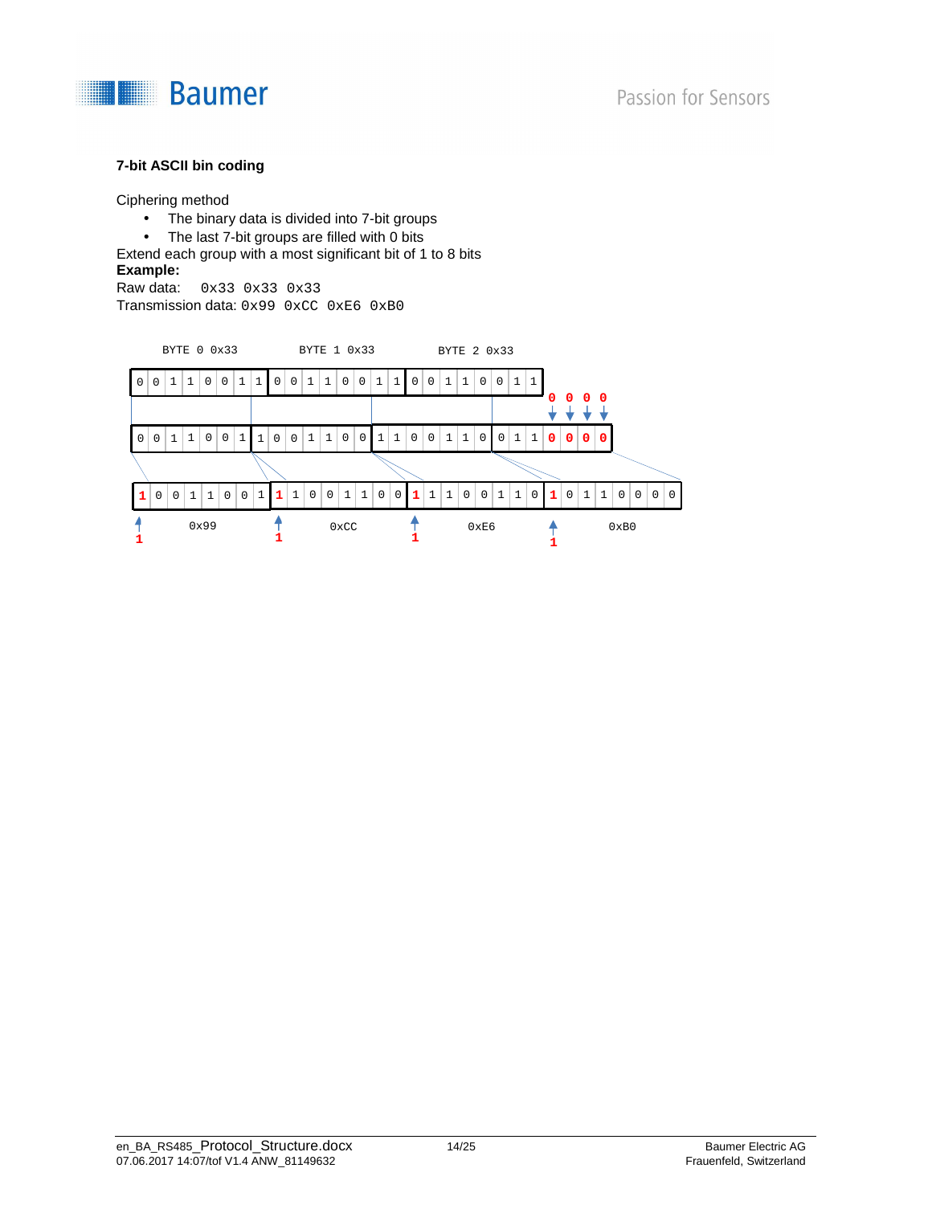### 7-bit ASCII bin coding

Ciphering method

- The binary data is divided into 7-bit groups
- The last 7-bit groups are filled with 0 bits

Extend each group with a most significant bit of 1 to 8 bits

**Example:**

Raw data: `0x33 0x33 0x33`

Transmission data: `0x99 0xCC 0xE6 0xB0`

BYTE 0 0x33 BYTE 1 0x33 BYTE 2 0x33

0 0 1 1 0 0 1 1 | 0 0 1 1 0 0 1 1 | 0 0 1 1 0 0 1 1

0 0 0 0

0 0 1 1 0 0 1 | 1 0 0 1 1 0 0 | 1 1 0 0 1 1 0 | 0 1 1 0 0 0 0

1 0 0 1 1 0 0 1 | 1 1 0 0 1 1 0 0 | 1 1 1 0 0 1 1 0 | 1 0 1 1 0 0 0 0

1 0x99 1 0xCC 1 0xE6 1 0xB0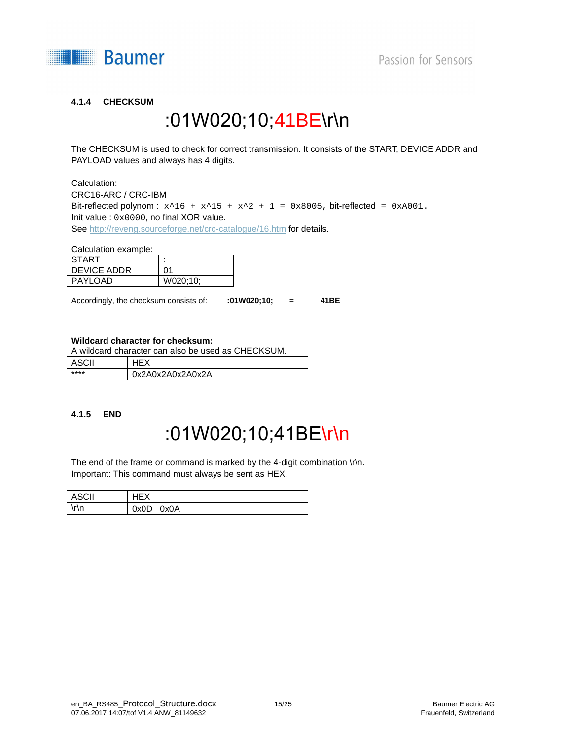### 4.1.4 CHECKSUM

:01W020;10;41BE\r\n

The CHECKSUM is used to check for correct transmission. It consists of the START, DEVICE ADDR and PAYLOAD values and always has 4 digits.

Calculation:
CRC16-ARC / CRC-IBM
Bit-reflected polynom : `x^16 + x^15 + x^2 + 1 = 0x8005`, bit-reflected `= 0xA001`.
Init value : `0x0000`, no final XOR value.
See http://reveng.sourceforge.net/crc-catalogue/16.htm for details.

Calculation example:

| | |
|---|---|
| START | : |
| DEVICE ADDR | 01 |
| PAYLOAD | W020;10; |

Accordingly, the checksum consists of: **:01W020;10;** = **41BE**

**Wildcard character for checksum:**
A wildcard character can also be used as CHECKSUM.

| ASCII | HEX |
|---|---|
| **** | 0x2A0x2A0x2A0x2A |

### 4.1.5 END

:01W020;10;41BE\r\n

The end of the frame or command is marked by the 4-digit combination \r\n.
Important: This command must always be sent as HEX.

| ASCII | HEX |
|---|---|
| \r\n | 0x0D 0x0A |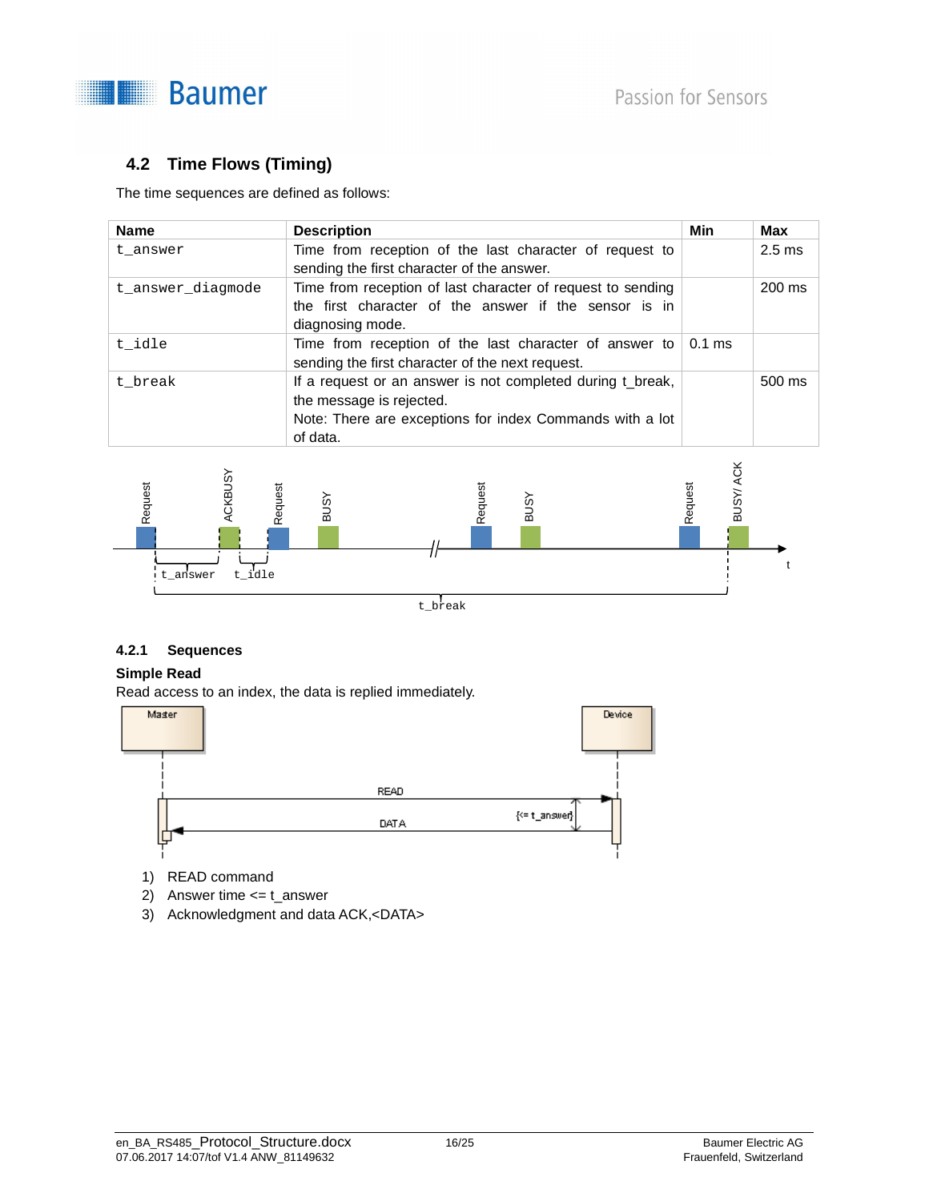## 4.2 Time Flows (Timing)

The time sequences are defined as follows:

| Name | Description | Min | Max |
|---|---|---|---|
| t_answer | Time from reception of the last character of request to sending the first character of the answer. | | 2.5 ms |
| t_answer_diagmode | Time from reception of last character of request to sending the first character of the answer if the sensor is in diagnosing mode. | | 200 ms |
| t_idle | Time from reception of the last character of answer to sending the first character of the next request. | 0.1 ms | |
| t_break | If a request or an answer is not completed during t_break, the message is rejected.<br>Note: There are exceptions for index Commands with a lot of data. | | 500 ms |

Request
ACKBUSY
Request
BUSY
Request
BUSY
Request
BUSY/ ACK
t_answer
t_idle
t_break
t

### 4.2.1 Sequences

**Simple Read**

Read access to an index, the data is replied immediately.

Master
Device
READ
DATA
{<= t_answer}

1) READ command
2) Answer time <= t_answer
3) Acknowledgment and data ACK,<DATA>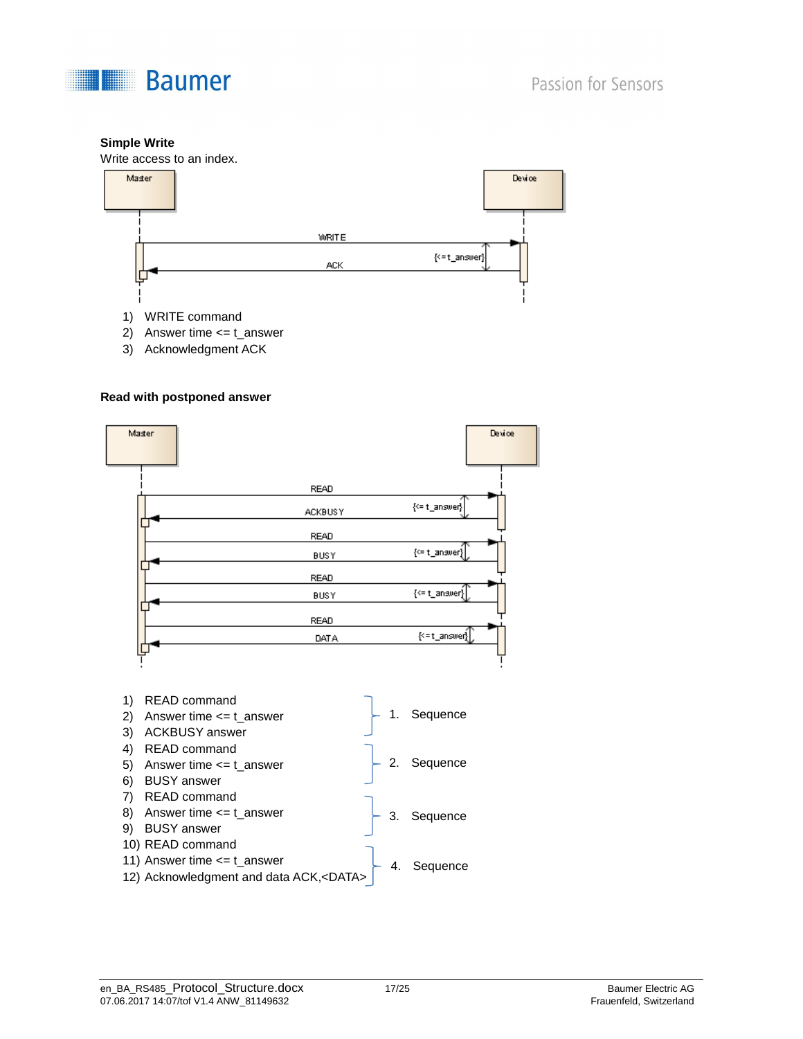**Simple Write**

Write access to an index.

Master

Device

WRITE

{<=t_answer}

ACK

1) WRITE command
2) Answer time <= t_answer
3) Acknowledgment ACK

**Read with postponed answer**

Master

Device

READ

{<= t_answer}

ACKBUSY

READ

{<= t_answer}

BUSY

READ

{<= t_answer}

BUSY

READ

{<=t_answer}

DATA

1) READ command
2) Answer time <= t_answer
3) ACKBUSY answer
4) READ command
5) Answer time <= t_answer
6) BUSY answer
7) READ command
8) Answer time <= t_answer
9) BUSY answer
10) READ command
11) Answer time <= t_answer
12) Acknowledgment and data ACK,<DATA>

1. Sequence (1–3)
2. Sequence (4–6)
3. Sequence (7–9)
4. Sequence (10–12)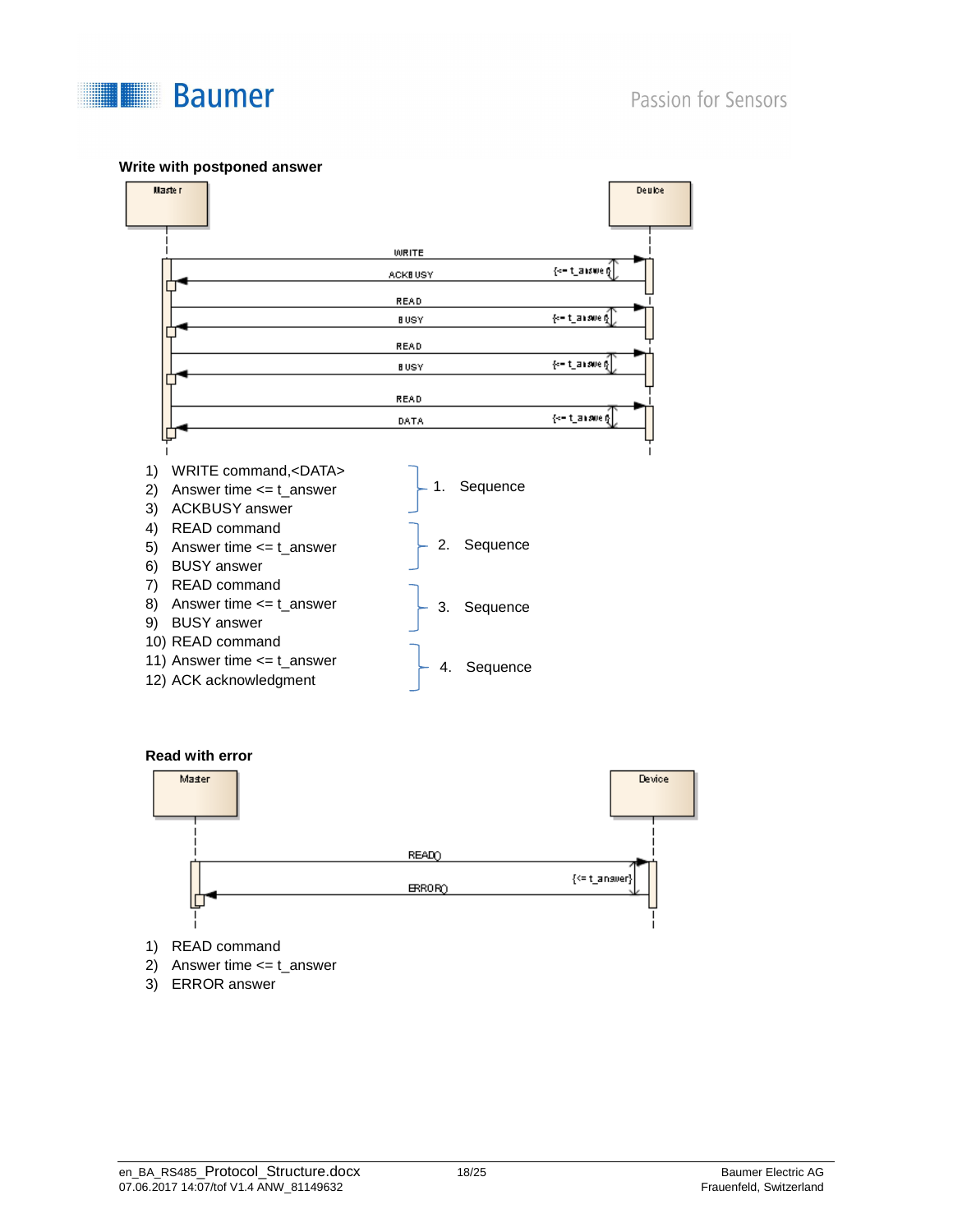**Write with postponed answer**

Master

Device

WRITE

ACKBUSY

{<= t_answer}

READ

BUSY

{<= t_answer}

READ

BUSY

{<= t_answer}

READ

DATA

{<= t_answer}

1) WRITE command,<DATA>
2) Answer time <= t_answer
3) ACKBUSY answer
4) READ command
5) Answer time <= t_answer
6) BUSY answer
7) READ command
8) Answer time <= t_answer
9) BUSY answer
10) READ command
11) Answer time <= t_answer
12) ACK acknowledgment

1. Sequence (1–3)
2. Sequence (4–6)
3. Sequence (7–9)
4. Sequence (10–12)

**Read with error**

Master

Device

READ()

{<= t_answer}

ERROR()

1) READ command
2) Answer time <= t_answer
3) ERROR answer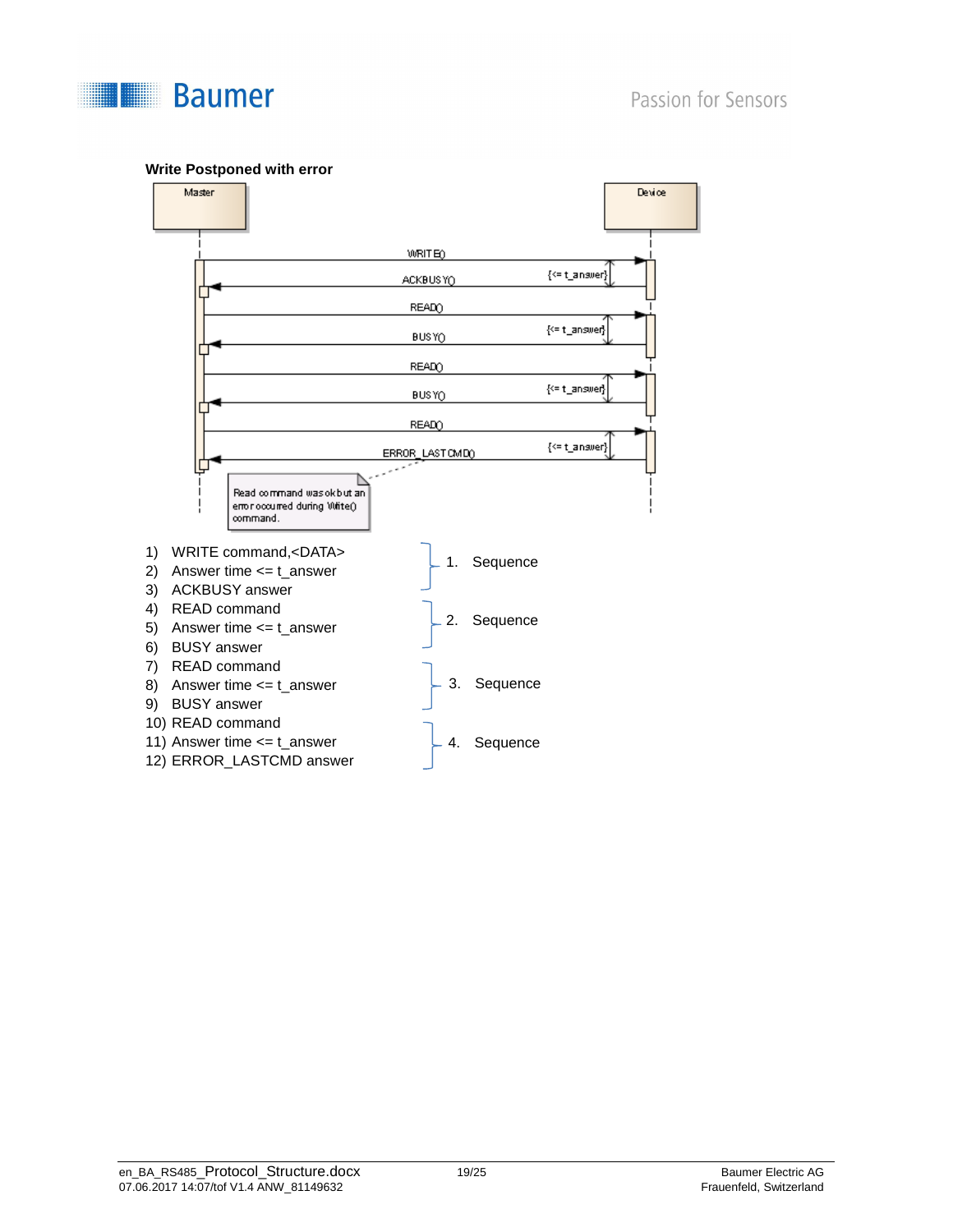**Write Postponed with error**

Master

Device

WRITE()

ACKBUSY()

{<= t_answer}

READ()

BUSY()

{<= t_answer}

READ()

BUSY()

{<= t_answer}

READ()

ERROR_LASTCMD()

{<= t_answer}

Read command was ok but an error occured during Write() command.

1) WRITE command,<DATA>
2) Answer time <= t_answer
3) ACKBUSY answer
4) READ command
5) Answer time <= t_answer
6) BUSY answer
7) READ command
8) Answer time <= t_answer
9) BUSY answer
10) READ command
11) Answer time <= t_answer
12) ERROR_LASTCMD answer

1. Sequence (1–3)
2. Sequence (4–6)
3. Sequence (7–9)
4. Sequence (10–12)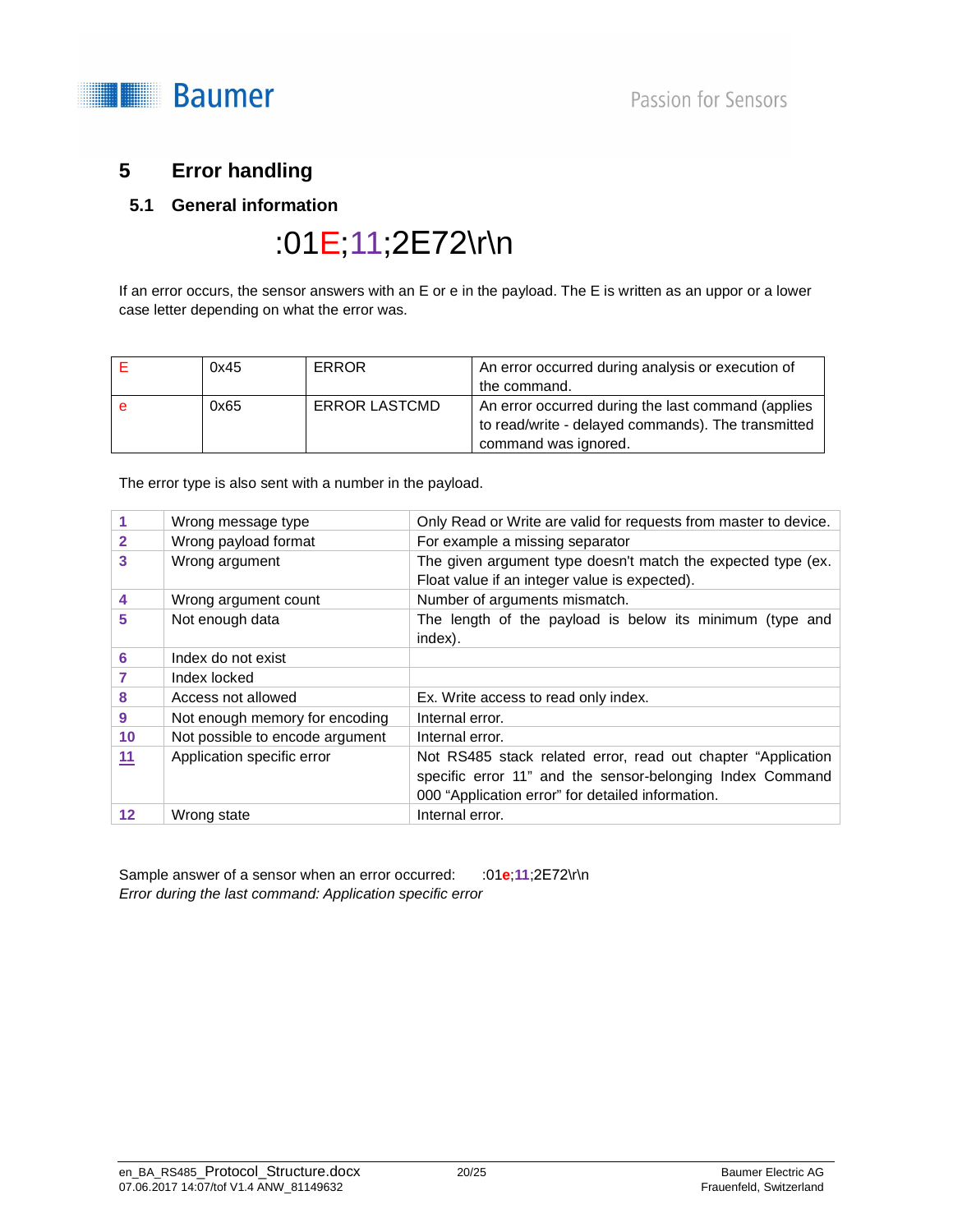# 5 Error handling

## 5.1 General information

:01E;11;2E72\r\n

If an error occurs, the sensor answers with an E or e in the payload. The E is written as an uppor or a lower case letter depending on what the error was.

| | | | |
|---|---|---|---|
| E | 0x45 | ERROR | An error occurred during analysis or execution of the command. |
| e | 0x65 | ERROR LASTCMD | An error occurred during the last command (applies to read/write - delayed commands). The transmitted command was ignored. |

The error type is also sent with a number in the payload.

| | | |
|---|---|---|
| **1** | Wrong message type | Only Read or Write are valid for requests from master to device. |
| **2** | Wrong payload format | For example a missing separator |
| **3** | Wrong argument | The given argument type doesn't match the expected type (ex. Float value if an integer value is expected). |
| **4** | Wrong argument count | Number of arguments mismatch. |
| **5** | Not enough data | The length of the payload is below its minimum (type and index). |
| **6** | Index do not exist | |
| **7** | Index locked | |
| **8** | Access not allowed | Ex. Write access to read only index. |
| **9** | Not enough memory for encoding | Internal error. |
| **10** | Not possible to encode argument | Internal error. |
| **11** | Application specific error | Not RS485 stack related error, read out chapter “Application specific error 11” and the sensor-belonging Index Command 000 “Application error” for detailed information. |
| **12** | Wrong state | Internal error. |

Sample answer of a sensor when an error occurred: :01**e**;**11**;2E72\r\n
*Error during the last command: Application specific error*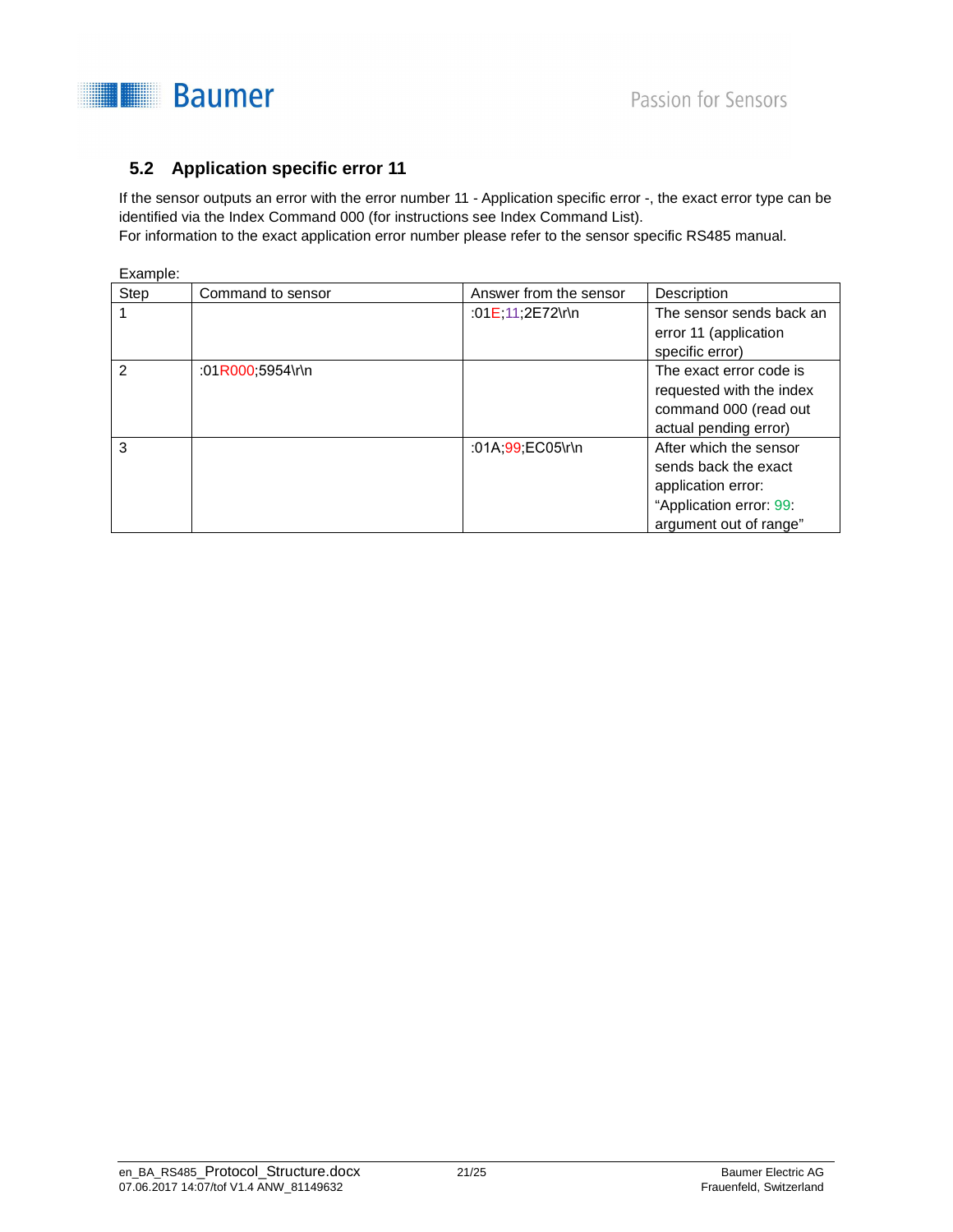## 5.2 Application specific error 11

If the sensor outputs an error with the error number 11 - Application specific error -, the exact error type can be identified via the Index Command 000 (for instructions see Index Command List).
For information to the exact application error number please refer to the sensor specific RS485 manual.

Example:

| Step | Command to sensor | Answer from the sensor | Description |
|---|---|---|---|
| 1 | | :01E;11;2E72\r\n | The sensor sends back an error 11 (application specific error) |
| 2 | :01R000;5954\r\n | | The exact error code is requested with the index command 000 (read out actual pending error) |
| 3 | | :01A;99;EC05\r\n | After which the sensor sends back the exact application error: "Application error: 99: argument out of range" |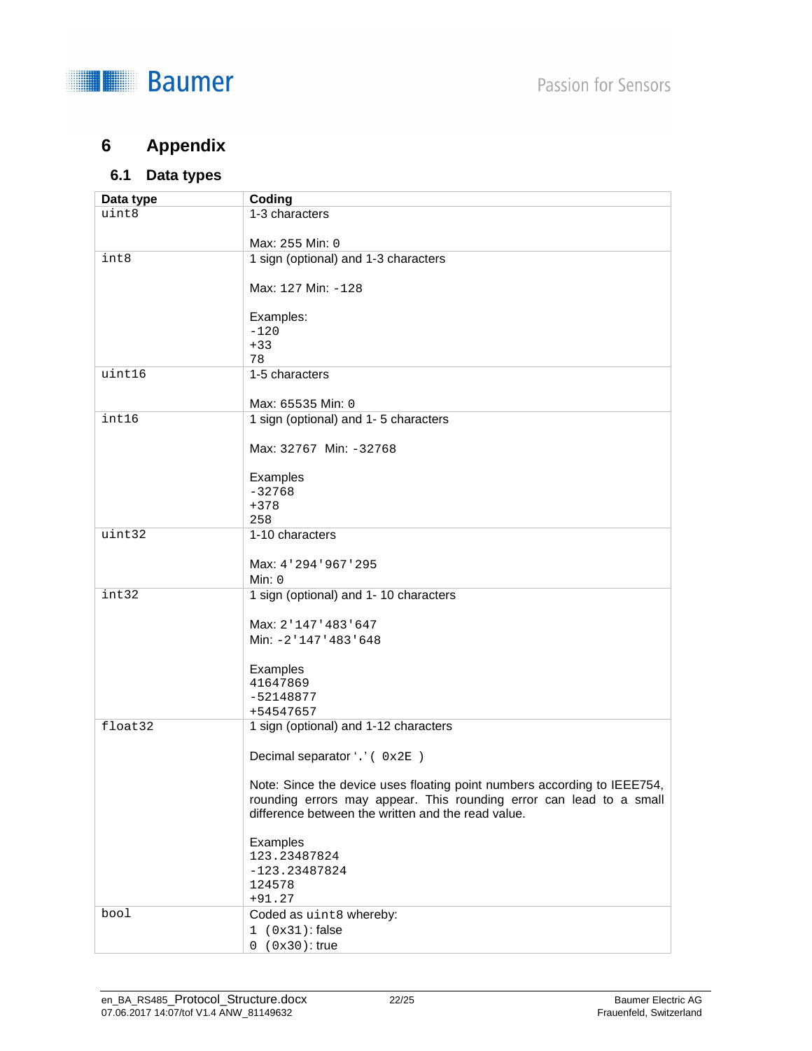# 6 Appendix

## 6.1 Data types

| Data type | Coding |
|---|---|
| uint8 | 1-3 characters<br><br>Max: 255 Min: 0 |
| int8 | 1 sign (optional) and 1-3 characters<br><br>Max: 127 Min: -128<br><br>Examples:<br>-120<br>+33<br>78 |
| uint16 | 1-5 characters<br><br>Max: 65535 Min: 0 |
| int16 | 1 sign (optional) and 1- 5 characters<br><br>Max: 32767 Min: -32768<br><br>Examples<br>-32768<br>+378<br>258 |
| uint32 | 1-10 characters<br><br>Max: 4'294'967'295<br>Min: 0 |
| int32 | 1 sign (optional) and 1- 10 characters<br><br>Max: 2'147'483'647<br>Min: -2'147'483'648<br><br>Examples<br>41647869<br>-52148877<br>+54547657 |
| float32 | 1 sign (optional) and 1-12 characters<br><br>Decimal separator '.' ( 0x2E )<br><br>Note: Since the device uses floating point numbers according to IEEE754, rounding errors may appear. This rounding error can lead to a small difference between the written and the read value.<br><br>Examples<br>123.23487824<br>-123.23487824<br>124578<br>+91.27 |
| bool | Coded as uint8 whereby:<br>1 (0x31): false<br>0 (0x30): true |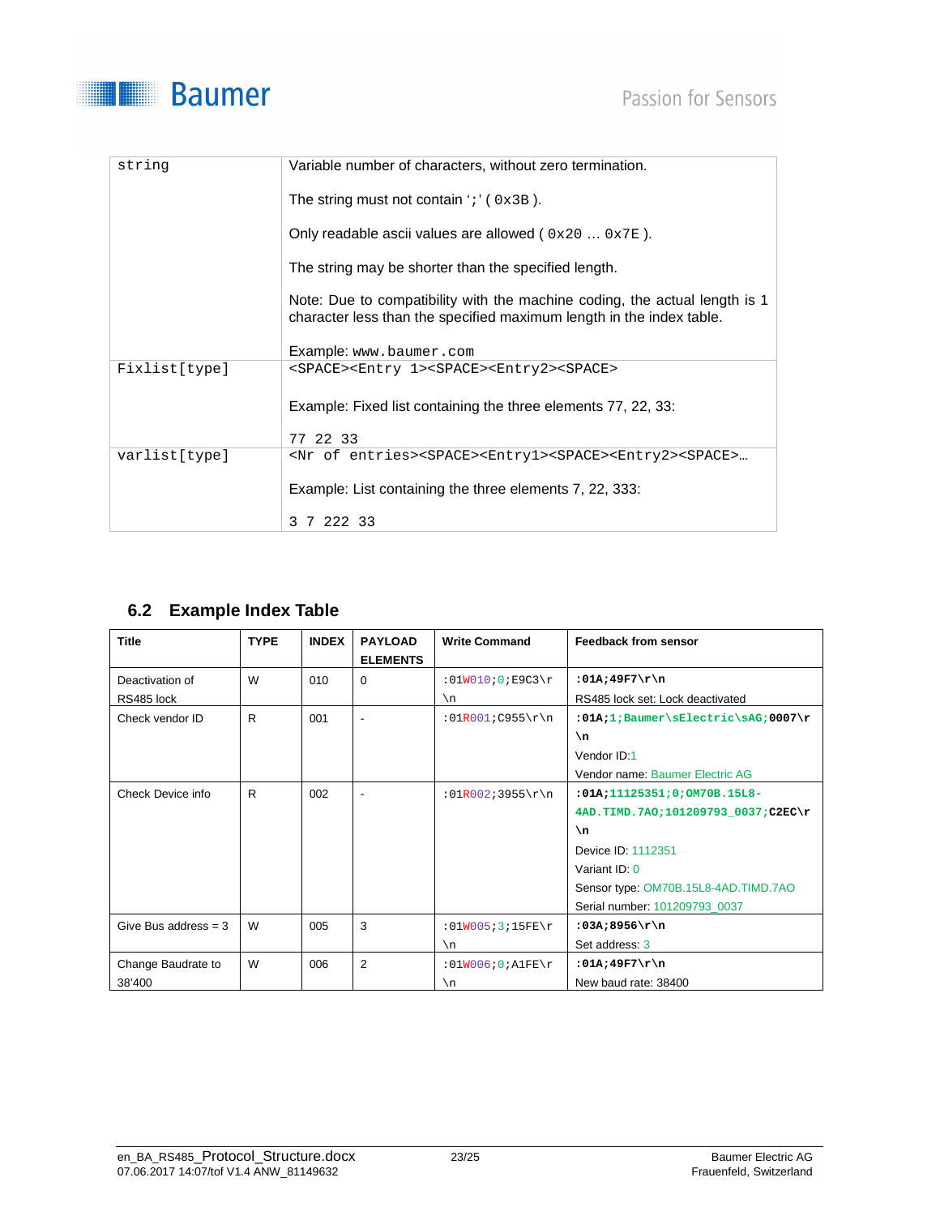| | |
|---|---|
| string | Variable number of characters, without zero termination.<br><br>The string must not contain ';' ( 0x3B ).<br><br>Only readable ascii values are allowed ( 0x20 … 0x7E ).<br><br>The string may be shorter than the specified length.<br><br>Note: Due to compatibility with the machine coding, the actual length is 1 character less than the specified maximum length in the index table.<br><br>Example: www.baumer.com |
| Fixlist[type] | <SPACE><Entry 1><SPACE><Entry2><SPACE><br><br>Example: Fixed list containing the three elements 77, 22, 33:<br><br>77 22 33 |
| varlist[type] | <Nr of entries><SPACE><Entry1><SPACE><Entry2><SPACE>…<br><br>Example: List containing the three elements 7, 22, 333:<br><br>3 7 222 33 |

## 6.2 Example Index Table

| Title | TYPE | INDEX | PAYLOAD ELEMENTS | Write Command | Feedback from sensor |
|---|---|---|---|---|---|
| Deactivation of RS485 lock | W | 010 | 0 | :01W010;0;E9C3\r\n | **:01A;49F7\r\n**<br>RS485 lock set: Lock deactivated |
| Check vendor ID | R | 001 | - | :01R001;C955\r\n | **:01A;1;Baumer\sElectric\sAG;0007\r\n**<br>Vendor ID:1<br>Vendor name: Baumer Electric AG |
| Check Device info | R | 002 | - | :01R002;3955\r\n | **:01A;11125351;0;OM70B.15L8-4AD.TIMD.7AO;101209793_0037;C2EC\r\n**<br>Device ID: 1112351<br>Variant ID: 0<br>Sensor type: OM70B.15L8-4AD.TIMD.7AO<br>Serial number: 101209793_0037 |
| Give Bus address = 3 | W | 005 | 3 | :01W005;3;15FE\r\n | **:03A;8956\r\n**<br>Set address: 3 |
| Change Baudrate to 38'400 | W | 006 | 2 | :01W006;0;A1FE\r\n | **:01A;49F7\r\n**<br>New baud rate: 38400 |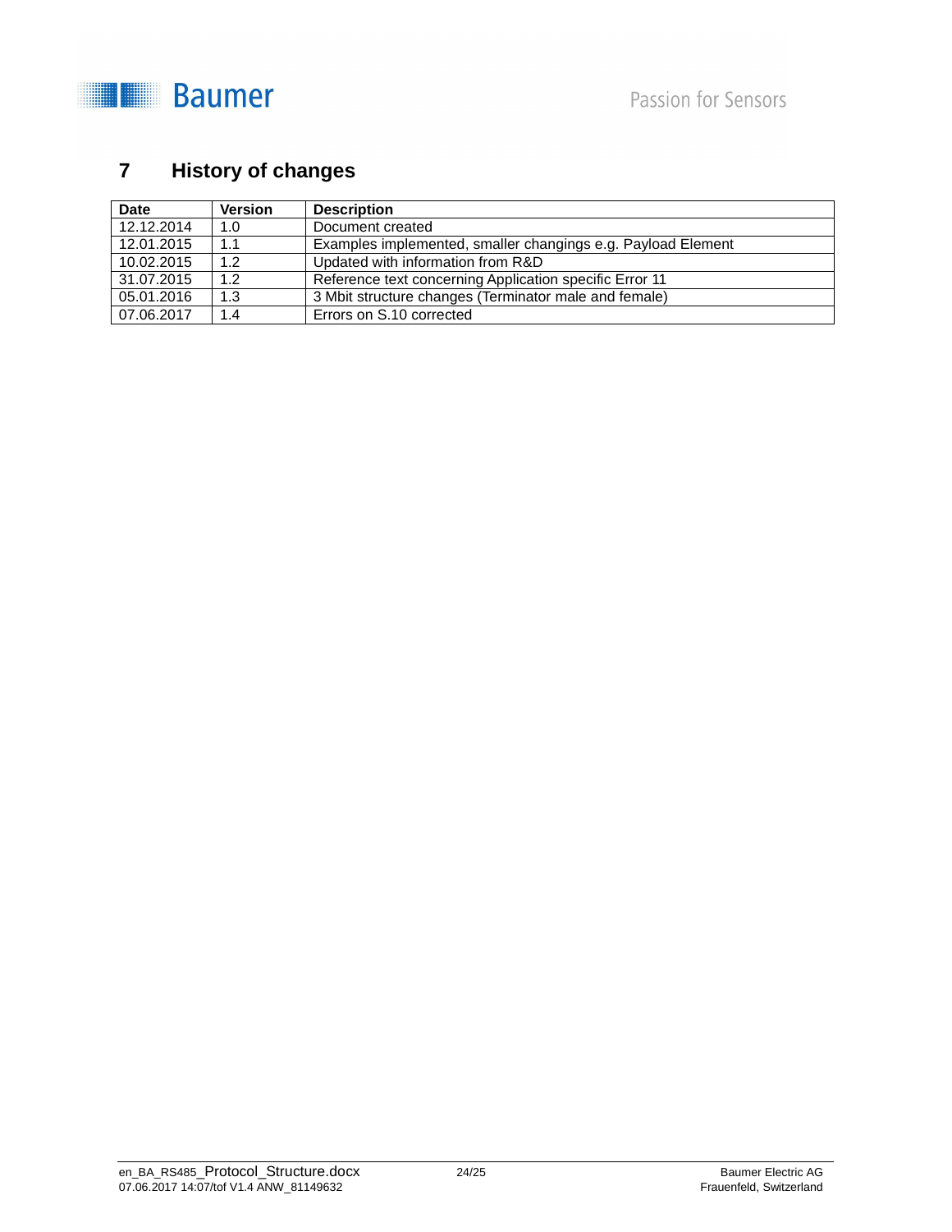# 7 History of changes

| Date | Version | Description |
|---|---|---|
| 12.12.2014 | 1.0 | Document created |
| 12.01.2015 | 1.1 | Examples implemented, smaller changings e.g. Payload Element |
| 10.02.2015 | 1.2 | Updated with information from R&D |
| 31.07.2015 | 1.2 | Reference text concerning Application specific Error 11 |
| 05.01.2016 | 1.3 | 3 Mbit structure changes (Terminator male and female) |
| 07.06.2017 | 1.4 | Errors on S.10 corrected |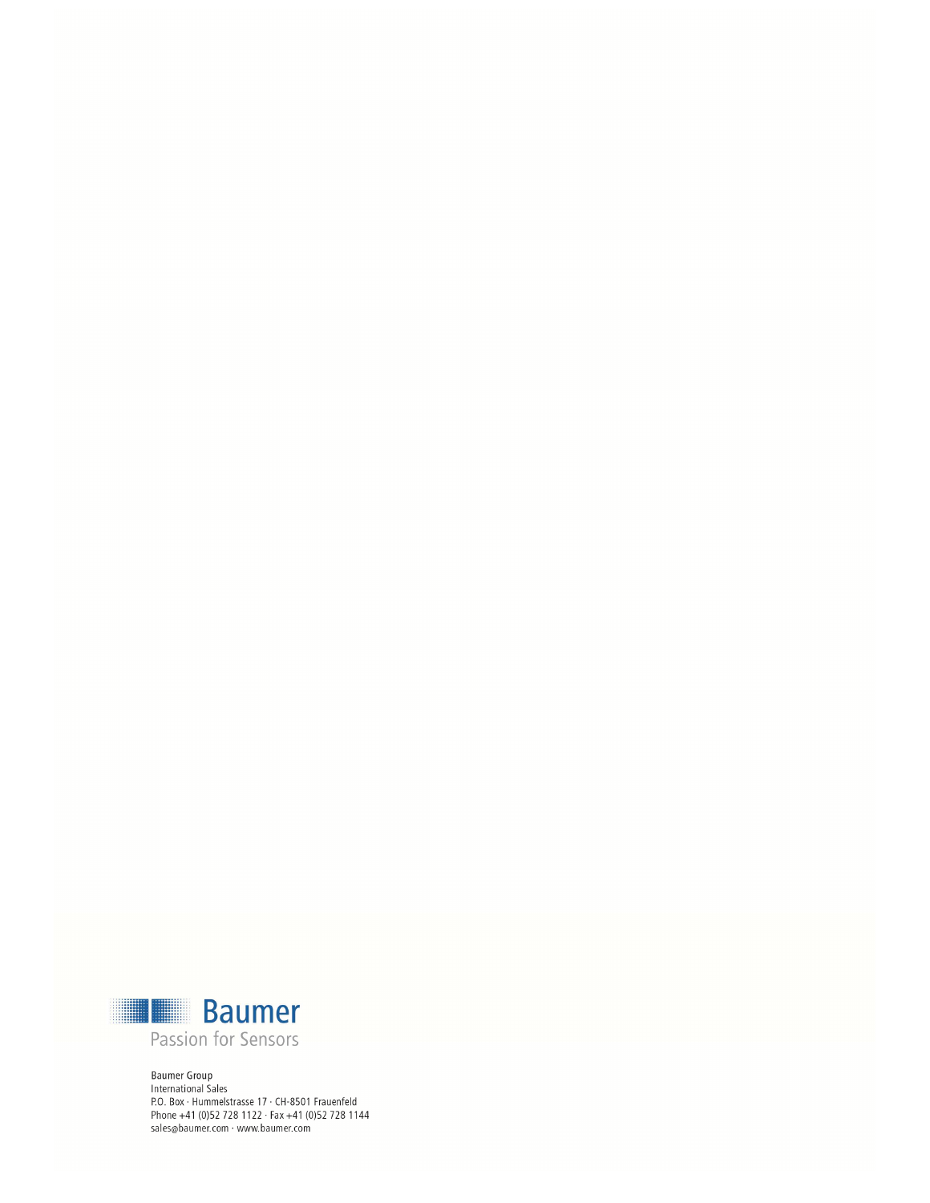Baumer

Passion for Sensors

Baumer Group
International Sales
P.O. Box · Hummelstrasse 17 · CH-8501 Frauenfeld
Phone +41 (0)52 728 1122 · Fax +41 (0)52 728 1144
sales@baumer.com · www.baumer.com